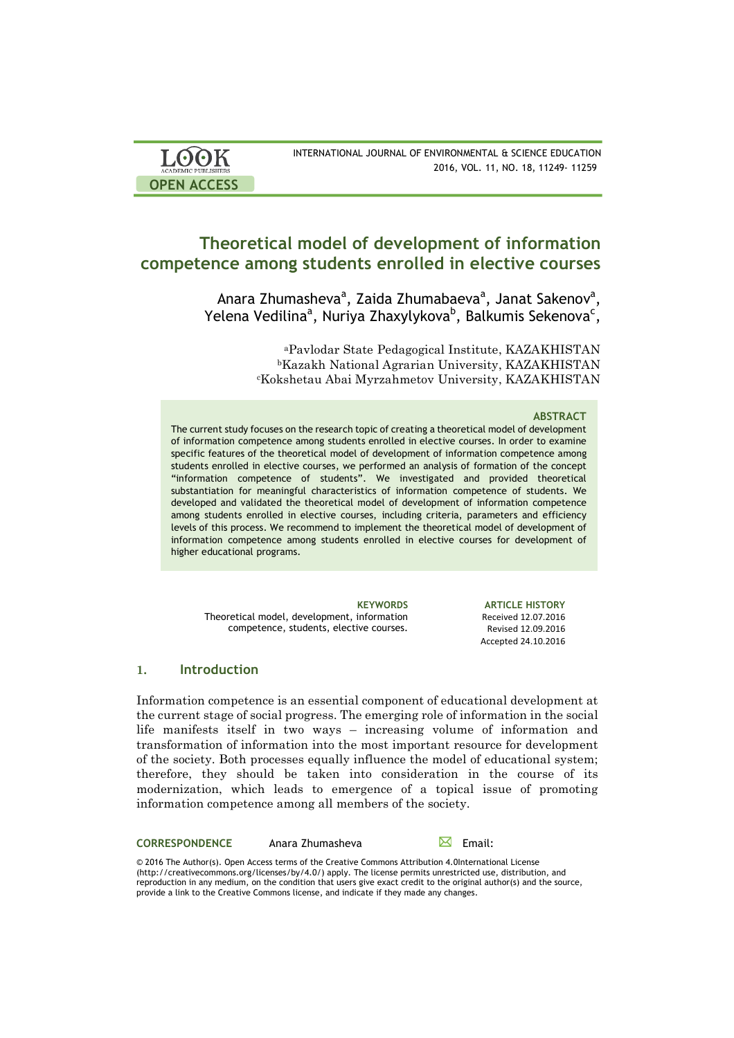# Theoretical model of development of information competence among students enrolled in elective courses

Anara Zhumasheva[a], Zaida Zhumabaeva[a], Janat Sakenov[a], Yelena Vedilina[a], Nuriya Zhaxylykova[b], Balkumis Sekenova[c],

[a]Pavlodar State Pedagogical Institute, KAZAKHSTAN
[b]Kazakh National Agrarian University, KAZAKHSTAN
[c]Kokshetau Abai Myrzahmetov University, KAZAKHSTAN

### ABSTRACT

The current study focuses on the research topic of creating a theoretical model of development of information competence among students enrolled in elective courses. In order to examine specific features of the theoretical model of development of information competence among students enrolled in elective courses, we performed an analysis of formation of the concept "information competence of students". We investigated and provided theoretical substantiation for meaningful characteristics of information competence of students. We developed and validated the theoretical model of development of information competence among students enrolled in elective courses, including criteria, parameters and efficiency levels of this process. We recommend to implement the theoretical model of development of information competence among students enrolled in elective courses for development of higher educational programs.

**KEYWORDS**
Theoretical model, development, information competence, students, elective courses.

**ARTICLE HISTORY**
Received 12.07.2016
Revised 12.09.2016
Accepted 24.10.2016

## 1. Introduction

Information competence is an essential component of educational development at the current stage of social progress. The emerging role of information in the social life manifests itself in two ways – increasing volume of information and transformation of information into the most important resource for development of the society. Both processes equally influence the model of educational system; therefore, they should be taken into consideration in the course of its modernization, which leads to emergence of a topical issue of promoting information competence among all members of the society.

**CORRESPONDENCE** Anara Zhumasheva Email:

© 2016 The Author(s). Open Access terms of the Creative Commons Attribution 4.0International License (http://creativecommons.org/licenses/by/4.0/) apply. The license permits unrestricted use, distribution, and reproduction in any medium, on the condition that users give exact credit to the original author(s) and the source, provide a link to the Creative Commons license, and indicate if they made any changes.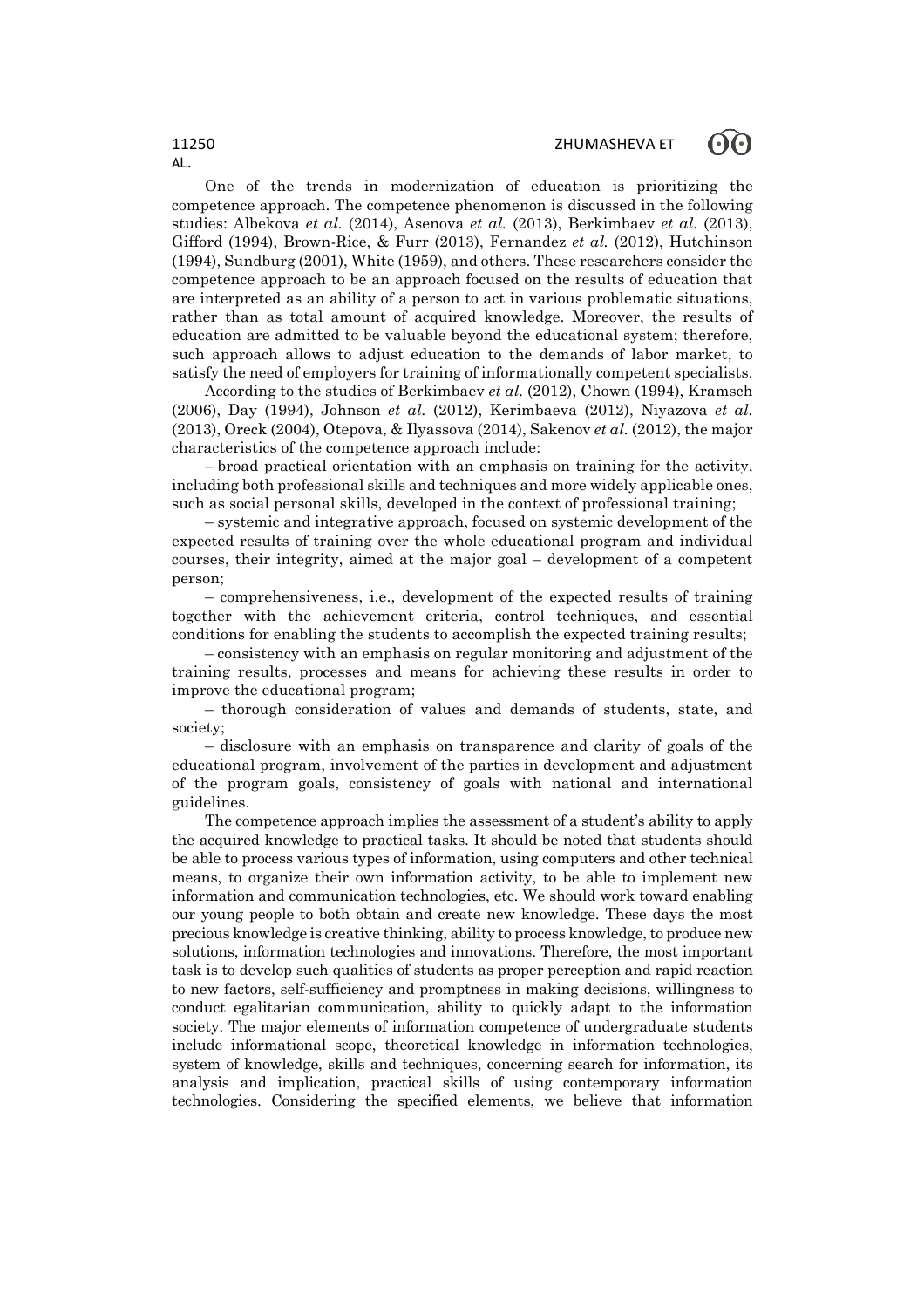One of the trends in modernization of education is prioritizing the competence approach. The competence phenomenon is discussed in the following studies: Albekova *et al.* (2014), Asenova *et al.* (2013), Berkimbaev *et al.* (2013), Gifford (1994), Brown-Rice, & Furr (2013), Fernandez *et al.* (2012), Hutchinson (1994), Sundburg (2001), White (1959), and others. These researchers consider the competence approach to be an approach focused on the results of education that are interpreted as an ability of a person to act in various problematic situations, rather than as total amount of acquired knowledge. Moreover, the results of education are admitted to be valuable beyond the educational system; therefore, such approach allows to adjust education to the demands of labor market, to satisfy the need of employers for training of informationally competent specialists.

According to the studies of Berkimbaev *et al.* (2012), Chown (1994), Kramsch (2006), Day (1994), Johnson *et al.* (2012), Kerimbaeva (2012), Niyazova *et al.* (2013), Oreck (2004), Otepova, & Ilyassova (2014), Sakenov *et al.* (2012), the major characteristics of the competence approach include:

– broad practical orientation with an emphasis on training for the activity, including both professional skills and techniques and more widely applicable ones, such as social personal skills, developed in the context of professional training;

– systemic and integrative approach, focused on systemic development of the expected results of training over the whole educational program and individual courses, their integrity, aimed at the major goal – development of a competent person;

– comprehensiveness, i.e., development of the expected results of training together with the achievement criteria, control techniques, and essential conditions for enabling the students to accomplish the expected training results;

– consistency with an emphasis on regular monitoring and adjustment of the training results, processes and means for achieving these results in order to improve the educational program;

– thorough consideration of values and demands of students, state, and society;

– disclosure with an emphasis on transparence and clarity of goals of the educational program, involvement of the parties in development and adjustment of the program goals, consistency of goals with national and international guidelines.

The competence approach implies the assessment of a student's ability to apply the acquired knowledge to practical tasks. It should be noted that students should be able to process various types of information, using computers and other technical means, to organize their own information activity, to be able to implement new information and communication technologies, etc. We should work toward enabling our young people to both obtain and create new knowledge. These days the most precious knowledge is creative thinking, ability to process knowledge, to produce new solutions, information technologies and innovations. Therefore, the most important task is to develop such qualities of students as proper perception and rapid reaction to new factors, self-sufficiency and promptness in making decisions, willingness to conduct egalitarian communication, ability to quickly adapt to the information society. The major elements of information competence of undergraduate students include informational scope, theoretical knowledge in information technologies, system of knowledge, skills and techniques, concerning search for information, its analysis and implication, practical skills of using contemporary information technologies. Considering the specified elements, we believe that information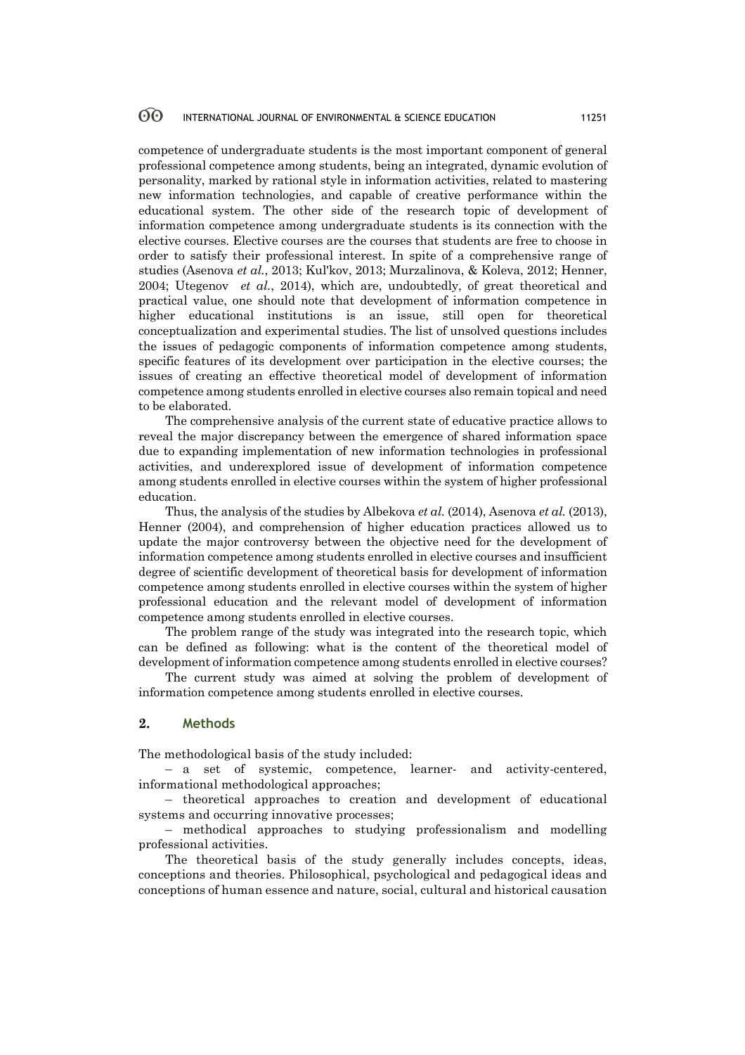competence of undergraduate students is the most important component of general professional competence among students, being an integrated, dynamic evolution of personality, marked by rational style in information activities, related to mastering new information technologies, and capable of creative performance within the educational system. The other side of the research topic of development of information competence among undergraduate students is its connection with the elective courses. Elective courses are the courses that students are free to choose in order to satisfy their professional interest. In spite of a comprehensive range of studies (Asenova *et al.*, 2013; Kul'kov, 2013; Murzalinova, & Koleva, 2012; Henner, 2004; Utegenov *et al.*, 2014), which are, undoubtedly, of great theoretical and practical value, one should note that development of information competence in higher educational institutions is an issue, still open for theoretical conceptualization and experimental studies. The list of unsolved questions includes the issues of pedagogic components of information competence among students, specific features of its development over participation in the elective courses; the issues of creating an effective theoretical model of development of information competence among students enrolled in elective courses also remain topical and need to be elaborated.

The comprehensive analysis of the current state of educative practice allows to reveal the major discrepancy between the emergence of shared information space due to expanding implementation of new information technologies in professional activities, and underexplored issue of development of information competence among students enrolled in elective courses within the system of higher professional education.

Thus, the analysis of the studies by Albekova *et al.* (2014), Asenova *et al.* (2013), Henner (2004), and comprehension of higher education practices allowed us to update the major controversy between the objective need for the development of information competence among students enrolled in elective courses and insufficient degree of scientific development of theoretical basis for development of information competence among students enrolled in elective courses within the system of higher professional education and the relevant model of development of information competence among students enrolled in elective courses.

The problem range of the study was integrated into the research topic, which can be defined as following: what is the content of the theoretical model of development of information competence among students enrolled in elective courses?

The current study was aimed at solving the problem of development of information competence among students enrolled in elective courses.

## 2. Methods

The methodological basis of the study included:

– a set of systemic, competence, learner- and activity-centered, informational methodological approaches;

– theoretical approaches to creation and development of educational systems and occurring innovative processes;

– methodical approaches to studying professionalism and modelling professional activities.

The theoretical basis of the study generally includes concepts, ideas, conceptions and theories. Philosophical, psychological and pedagogical ideas and conceptions of human essence and nature, social, cultural and historical causation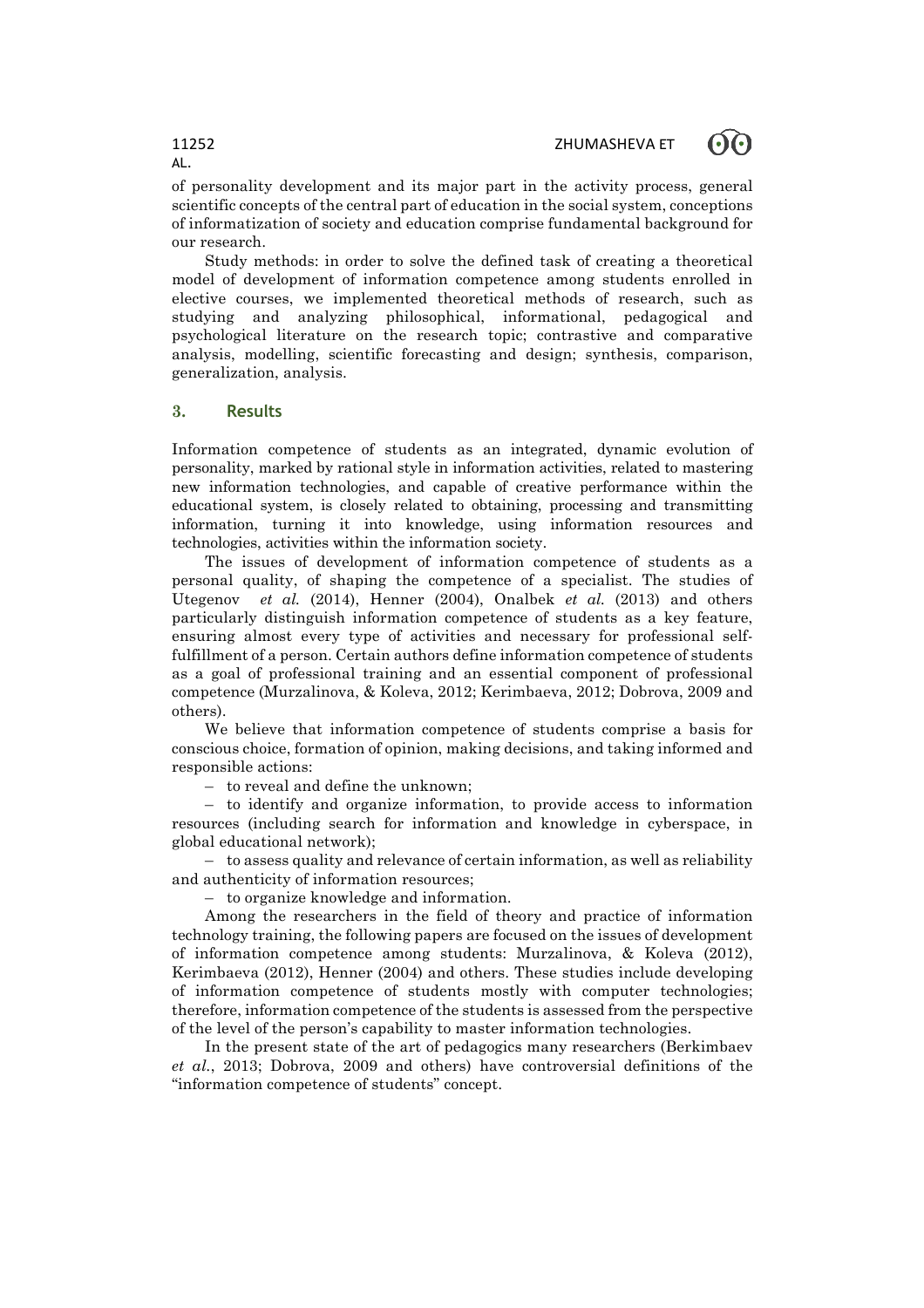of personality development and its major part in the activity process, general scientific concepts of the central part of education in the social system, conceptions of informatization of society and education comprise fundamental background for our research.

Study methods: in order to solve the defined task of creating a theoretical model of development of information competence among students enrolled in elective courses, we implemented theoretical methods of research, such as studying and analyzing philosophical, informational, pedagogical and psychological literature on the research topic; contrastive and comparative analysis, modelling, scientific forecasting and design; synthesis, comparison, generalization, analysis.

## 3. Results

Information competence of students as an integrated, dynamic evolution of personality, marked by rational style in information activities, related to mastering new information technologies, and capable of creative performance within the educational system, is closely related to obtaining, processing and transmitting information, turning it into knowledge, using information resources and technologies, activities within the information society.

The issues of development of information competence of students as a personal quality, of shaping the competence of a specialist. The studies of Utegenov *et al.* (2014), Henner (2004), Onalbek *et al.* (2013) and others particularly distinguish information competence of students as a key feature, ensuring almost every type of activities and necessary for professional self-fulfillment of a person. Certain authors define information competence of students as a goal of professional training and an essential component of professional competence (Murzalinova, & Koleva, 2012; Kerimbaeva, 2012; Dobrova, 2009 and others).

We believe that information competence of students comprise a basis for conscious choice, formation of opinion, making decisions, and taking informed and responsible actions:

– to reveal and define the unknown;

– to identify and organize information, to provide access to information resources (including search for information and knowledge in cyberspace, in global educational network);

– to assess quality and relevance of certain information, as well as reliability and authenticity of information resources;

– to organize knowledge and information.

Among the researchers in the field of theory and practice of information technology training, the following papers are focused on the issues of development of information competence among students: Murzalinova, & Koleva (2012), Kerimbaeva (2012), Henner (2004) and others. These studies include developing of information competence of students mostly with computer technologies; therefore, information competence of the students is assessed from the perspective of the level of the person's capability to master information technologies.

In the present state of the art of pedagogics many researchers (Berkimbaev *et al.*, 2013; Dobrova, 2009 and others) have controversial definitions of the "information competence of students" concept.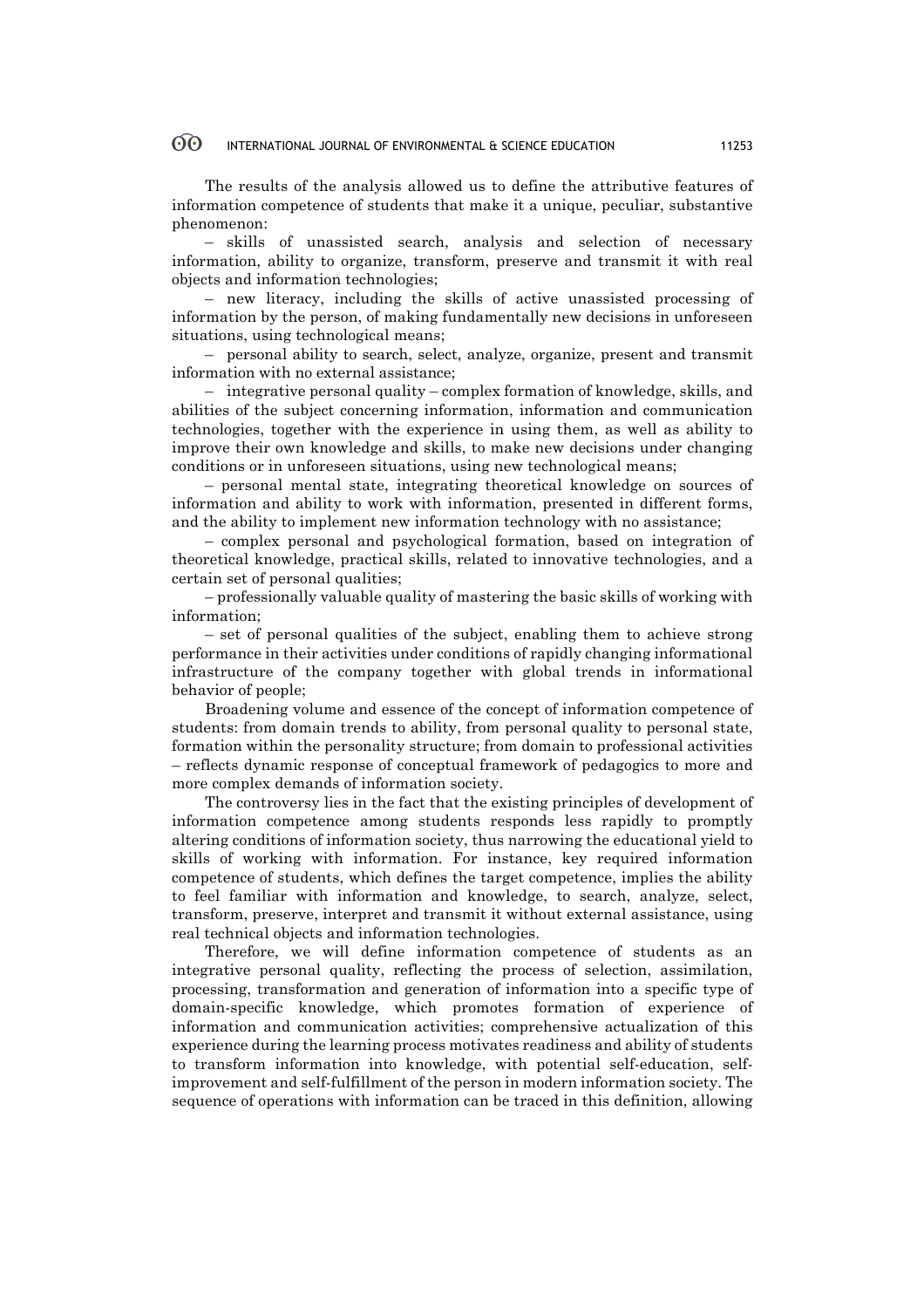The results of the analysis allowed us to define the attributive features of information competence of students that make it a unique, peculiar, substantive phenomenon:

– skills of unassisted search, analysis and selection of necessary information, ability to organize, transform, preserve and transmit it with real objects and information technologies;

– new literacy, including the skills of active unassisted processing of information by the person, of making fundamentally new decisions in unforeseen situations, using technological means;

– personal ability to search, select, analyze, organize, present and transmit information with no external assistance;

– integrative personal quality – complex formation of knowledge, skills, and abilities of the subject concerning information, information and communication technologies, together with the experience in using them, as well as ability to improve their own knowledge and skills, to make new decisions under changing conditions or in unforeseen situations, using new technological means;

– personal mental state, integrating theoretical knowledge on sources of information and ability to work with information, presented in different forms, and the ability to implement new information technology with no assistance;

– complex personal and psychological formation, based on integration of theoretical knowledge, practical skills, related to innovative technologies, and a certain set of personal qualities;

– professionally valuable quality of mastering the basic skills of working with information;

– set of personal qualities of the subject, enabling them to achieve strong performance in their activities under conditions of rapidly changing informational infrastructure of the company together with global trends in informational behavior of people;

Broadening volume and essence of the concept of information competence of students: from domain trends to ability, from personal quality to personal state, formation within the personality structure; from domain to professional activities – reflects dynamic response of conceptual framework of pedagogics to more and more complex demands of information society.

The controversy lies in the fact that the existing principles of development of information competence among students responds less rapidly to promptly altering conditions of information society, thus narrowing the educational yield to skills of working with information. For instance, key required information competence of students, which defines the target competence, implies the ability to feel familiar with information and knowledge, to search, analyze, select, transform, preserve, interpret and transmit it without external assistance, using real technical objects and information technologies.

Therefore, we will define information competence of students as an integrative personal quality, reflecting the process of selection, assimilation, processing, transformation and generation of information into a specific type of domain-specific knowledge, which promotes formation of experience of information and communication activities; comprehensive actualization of this experience during the learning process motivates readiness and ability of students to transform information into knowledge, with potential self-education, self-improvement and self-fulfillment of the person in modern information society. The sequence of operations with information can be traced in this definition, allowing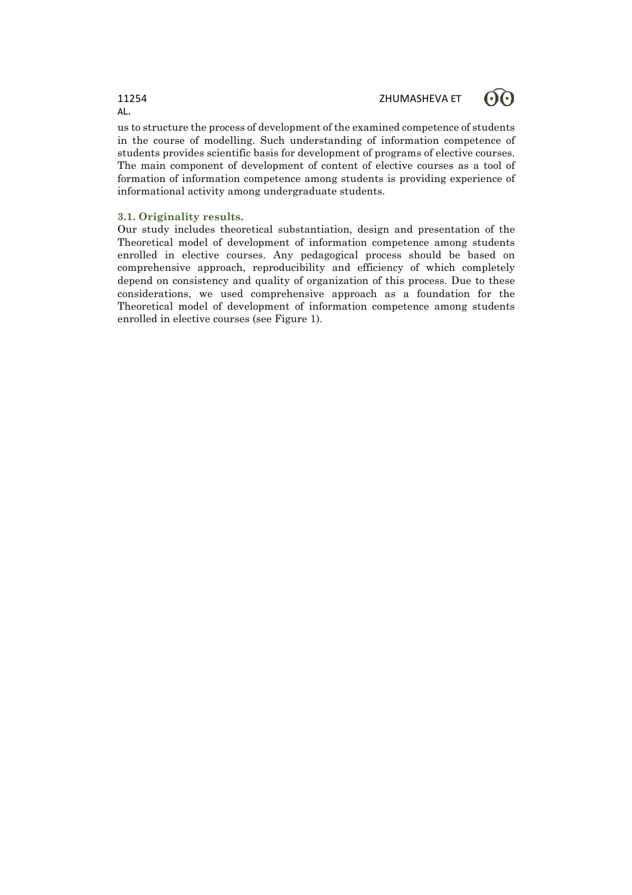us to structure the process of development of the examined competence of students in the course of modelling. Such understanding of information competence of students provides scientific basis for development of programs of elective courses. The main component of development of content of elective courses as a tool of formation of information competence among students is providing experience of informational activity among undergraduate students.

### 3.1. Originality results.

Our study includes theoretical substantiation, design and presentation of the Theoretical model of development of information competence among students enrolled in elective courses. Any pedagogical process should be based on comprehensive approach, reproducibility and efficiency of which completely depend on consistency and quality of organization of this process. Due to these considerations, we used comprehensive approach as a foundation for the Theoretical model of development of information competence among students enrolled in elective courses (see Figure 1).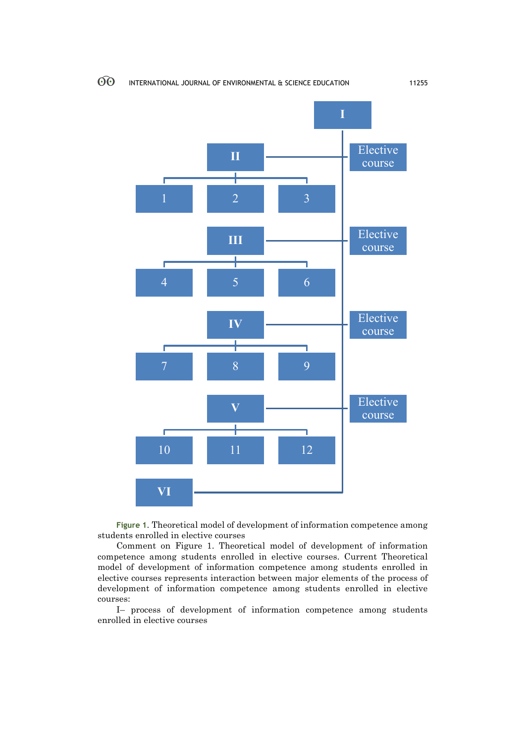I

II — Elective course

1 2 3

III — Elective course

4 5 6

IV — Elective course

7 8 9

V — Elective course

10 11 12

VI

**Figure 1.** Theoretical model of development of information competence among students enrolled in elective courses

Comment on Figure 1. Theoretical model of development of information competence among students enrolled in elective courses. Current Theoretical model of development of information competence among students enrolled in elective courses represents interaction between major elements of the process of development of information competence among students enrolled in elective courses:

I– process of development of information competence among students enrolled in elective courses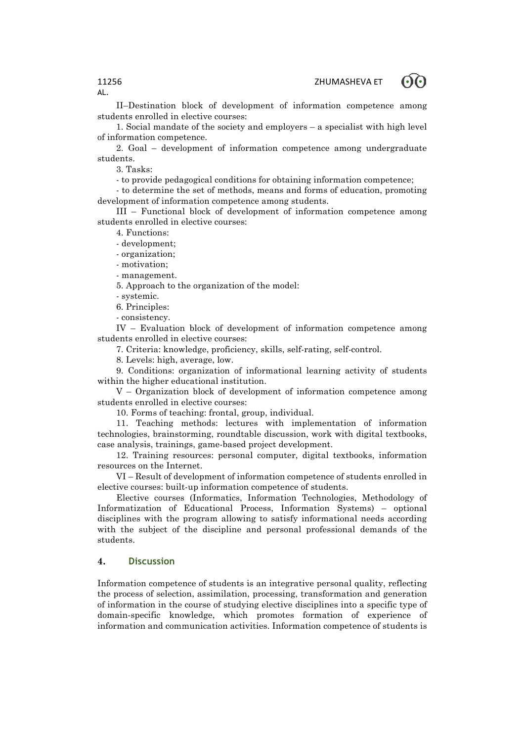II–Destination block of development of information competence among students enrolled in elective courses:

1. Social mandate of the society and employers – a specialist with high level of information competence.

2. Goal – development of information competence among undergraduate students.

3. Tasks:

- to provide pedagogical conditions for obtaining information competence;
- to determine the set of methods, means and forms of education, promoting development of information competence among students.

III – Functional block of development of information competence among students enrolled in elective courses:

4. Functions:

- development;
- organization;
- motivation;
- management.

5. Approach to the organization of the model:

- systemic.

6. Principles:

- consistency.

IV – Evaluation block of development of information competence among students enrolled in elective courses:

7. Criteria: knowledge, proficiency, skills, self-rating, self-control.

8. Levels: high, average, low.

9. Conditions: organization of informational learning activity of students within the higher educational institution.

V – Organization block of development of information competence among students enrolled in elective courses:

10. Forms of teaching: frontal, group, individual.

11. Teaching methods: lectures with implementation of information technologies, brainstorming, roundtable discussion, work with digital textbooks, case analysis, trainings, game-based project development.

12. Training resources: personal computer, digital textbooks, information resources on the Internet.

VI – Result of development of information competence of students enrolled in elective courses: built-up information competence of students.

Elective courses (Informatics, Information Technologies, Methodology of Informatization of Educational Process, Information Systems) – optional disciplines with the program allowing to satisfy informational needs according with the subject of the discipline and personal professional demands of the students.

## 4. Discussion

Information competence of students is an integrative personal quality, reflecting the process of selection, assimilation, processing, transformation and generation of information in the course of studying elective disciplines into a specific type of domain-specific knowledge, which promotes formation of experience of information and communication activities. Information competence of students is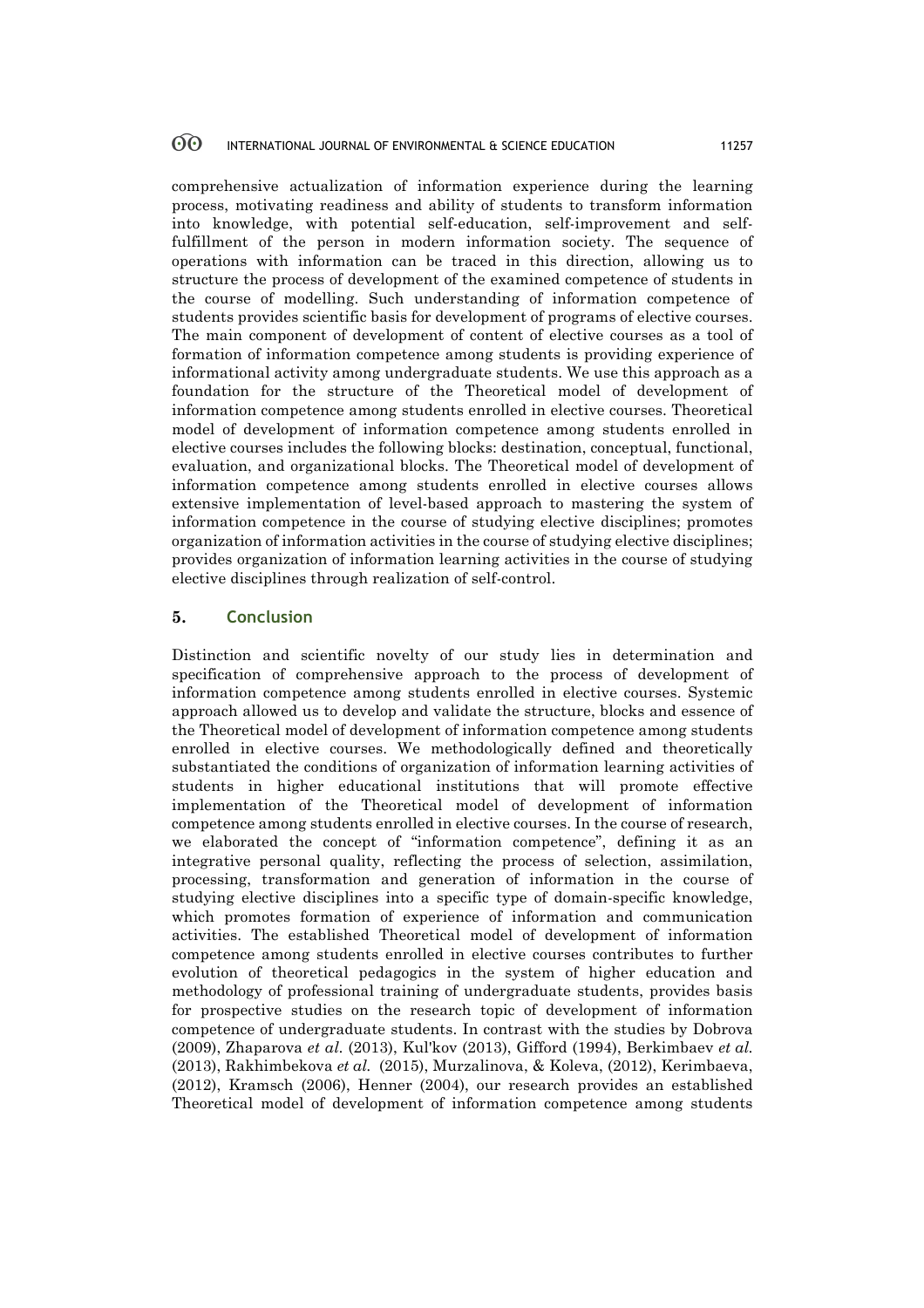comprehensive actualization of information experience during the learning process, motivating readiness and ability of students to transform information into knowledge, with potential self-education, self-improvement and self-fulfillment of the person in modern information society. The sequence of operations with information can be traced in this direction, allowing us to structure the process of development of the examined competence of students in the course of modelling. Such understanding of information competence of students provides scientific basis for development of programs of elective courses. The main component of development of content of elective courses as a tool of formation of information competence among students is providing experience of informational activity among undergraduate students. We use this approach as a foundation for the structure of the Theoretical model of development of information competence among students enrolled in elective courses. Theoretical model of development of information competence among students enrolled in elective courses includes the following blocks: destination, conceptual, functional, evaluation, and organizational blocks. The Theoretical model of development of information competence among students enrolled in elective courses allows extensive implementation of level-based approach to mastering the system of information competence in the course of studying elective disciplines; promotes organization of information activities in the course of studying elective disciplines; provides organization of information learning activities in the course of studying elective disciplines through realization of self-control.

## 5. Conclusion

Distinction and scientific novelty of our study lies in determination and specification of comprehensive approach to the process of development of information competence among students enrolled in elective courses. Systemic approach allowed us to develop and validate the structure, blocks and essence of the Theoretical model of development of information competence among students enrolled in elective courses. We methodologically defined and theoretically substantiated the conditions of organization of information learning activities of students in higher educational institutions that will promote effective implementation of the Theoretical model of development of information competence among students enrolled in elective courses. In the course of research, we elaborated the concept of "information competence", defining it as an integrative personal quality, reflecting the process of selection, assimilation, processing, transformation and generation of information in the course of studying elective disciplines into a specific type of domain-specific knowledge, which promotes formation of experience of information and communication activities. The established Theoretical model of development of information competence among students enrolled in elective courses contributes to further evolution of theoretical pedagogics in the system of higher education and methodology of professional training of undergraduate students, provides basis for prospective studies on the research topic of development of information competence of undergraduate students. In contrast with the studies by Dobrova (2009), Zhaparova *et al.* (2013), Kul'kov (2013), Gifford (1994), Berkimbaev *et al.* (2013), Rakhimbekova *et al.* (2015), Murzalinova, & Koleva, (2012), Kerimbaeva, (2012), Kramsch (2006), Henner (2004), our research provides an established Theoretical model of development of information competence among students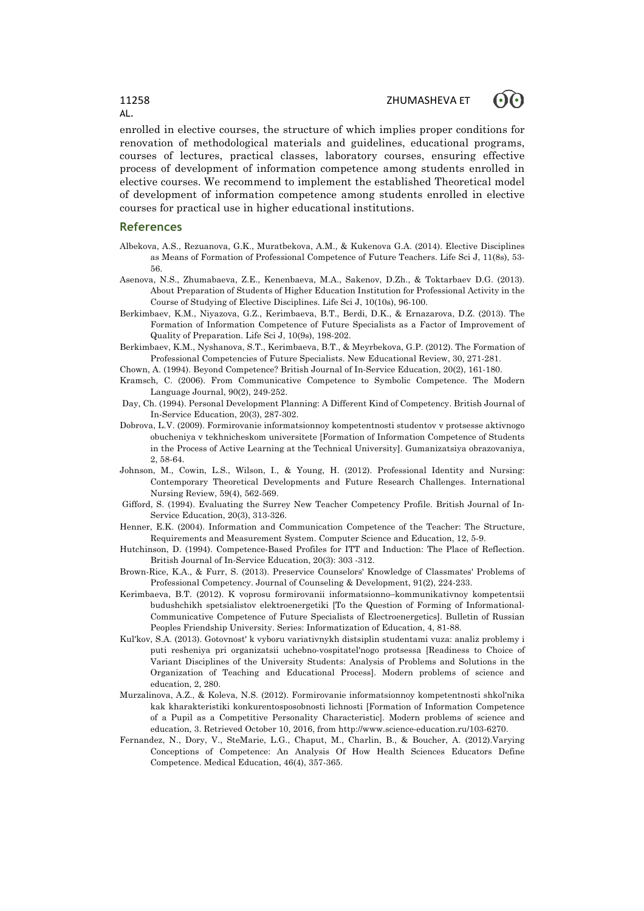enrolled in elective courses, the structure of which implies proper conditions for renovation of methodological materials and guidelines, educational programs, courses of lectures, practical classes, laboratory courses, ensuring effective process of development of information competence among students enrolled in elective courses. We recommend to implement the established Theoretical model of development of information competence among students enrolled in elective courses for practical use in higher educational institutions.

## References

Albekova, A.S., Rezuanova, G.K., Muratbekova, A.M., & Kukenova G.A. (2014). Elective Disciplines as Means of Formation of Professional Competence of Future Teachers. Life Sci J, 11(8s), 53-56.

Asenova, N.S., Zhumabaeva, Z.E., Kenenbaeva, M.A., Sakenov, D.Zh., & Toktarbaev D.G. (2013). About Preparation of Students of Higher Education Institution for Professional Activity in the Course of Studying of Elective Disciplines. Life Sci J, 10(10s), 96-100.

Berkimbaev, K.M., Niyazova, G.Z., Kerimbaeva, B.T., Berdi, D.K., & Ernazarova, D.Z. (2013). The Formation of Information Competence of Future Specialists as a Factor of Improvement of Quality of Preparation. Life Sci J, 10(9s), 198-202.

Berkimbaev, K.M., Nyshanova, S.T., Kerimbaeva, B.T., & Meyrbekova, G.P. (2012). The Formation of Professional Competencies of Future Specialists. New Educational Review, 30, 271-281.

Chown, A. (1994). Beyond Competence? British Journal of In-Service Education, 20(2), 161-180.

Kramsch, C. (2006). From Communicative Competence to Symbolic Competence. The Modern Language Journal, 90(2), 249-252.

Day, Ch. (1994). Personal Development Planning: A Different Kind of Competency. British Journal of In-Service Education, 20(3), 287-302.

Dobrova, L.V. (2009). Formirovanie informatsionnoy kompetentnosti studentov v protsesse aktivnogo obucheniya v tekhnicheskom universitete [Formation of Information Competence of Students in the Process of Active Learning at the Technical University]. Gumanizatsiya obrazovaniya, 2, 58-64.

Johnson, M., Cowin, L.S., Wilson, I., & Young, H. (2012). Professional Identity and Nursing: Contemporary Theoretical Developments and Future Research Challenges. International Nursing Review, 59(4), 562-569.

Gifford, S. (1994). Evaluating the Surrey New Teacher Competency Profile. British Journal of In-Service Education, 20(3), 313-326.

Henner, E.K. (2004). Information and Communication Competence of the Teacher: The Structure, Requirements and Measurement System. Computer Science and Education, 12, 5-9.

Hutchinson, D. (1994). Competence-Based Profiles for ITT and Induction: The Place of Reflection. British Journal of In-Service Education, 20(3): 303 -312.

Brown-Rice, K.A., & Furr, S. (2013). Preservice Counselors' Knowledge of Classmates' Problems of Professional Competency. Journal of Counseling & Development, 91(2), 224-233.

Kerimbaeva, B.T. (2012). K voprosu formirovanii informatsionno–kommunikativnoy kompetentsii budushchikh spetsialistov elektroenergetiki [To the Question of Forming of Informational-Communicative Competence of Future Specialists of Electroenergetics]. Bulletin of Russian Peoples Friendship University. Series: Informatization of Education, 4, 81-88.

Kul'kov, S.A. (2013). Gotovnost' k vyboru variativnykh distsiplin studentami vuza: analiz problemy i puti resheniya pri organizatsii uchebno-vospitatel'nogo protsessa [Readiness to Choice of Variant Disciplines of the University Students: Analysis of Problems and Solutions in the Organization of Teaching and Educational Process]. Modern problems of science and education, 2, 280.

Murzalinova, A.Z., & Koleva, N.S. (2012). Formirovanie informatsionnoy kompetentnosti shkol'nika kak kharakteristiki konkurentosposobnosti lichnosti [Formation of Information Competence of a Pupil as a Competitive Personality Characteristic]. Modern problems of science and education, 3. Retrieved October 10, 2016, from http://www.science-education.ru/103-6270.

Fernandez, N., Dory, V., SteMarie, L.G., Chaput, M., Charlin, B., & Boucher, A. (2012).Varying Conceptions of Competence: An Analysis Of How Health Sciences Educators Define Competence. Medical Education, 46(4), 357-365.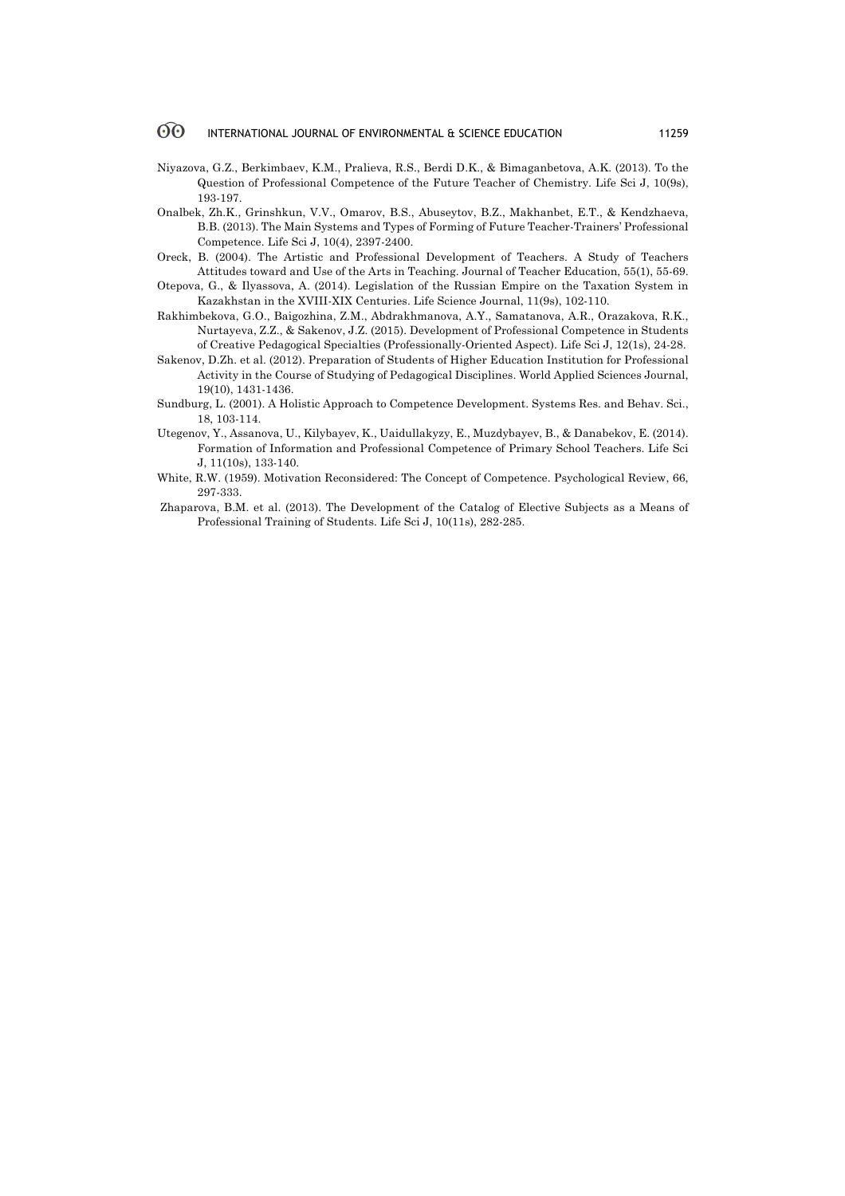Niyazova, G.Z., Berkimbaev, K.M., Pralieva, R.S., Berdi D.K., & Bimaganbetova, A.K. (2013). To the Question of Professional Competence of the Future Teacher of Chemistry. Life Sci J, 10(9s), 193-197.

Onalbek, Zh.K., Grinshkun, V.V., Omarov, B.S., Abuseytov, B.Z., Makhanbet, E.T., & Kendzhaeva, B.B. (2013). The Main Systems and Types of Forming of Future Teacher-Trainers' Professional Competence. Life Sci J, 10(4), 2397-2400.

Oreck, B. (2004). The Artistic and Professional Development of Teachers. A Study of Teachers Attitudes toward and Use of the Arts in Teaching. Journal of Teacher Education, 55(1), 55-69.

Otepova, G., & Ilyassova, A. (2014). Legislation of the Russian Empire on the Taxation System in Kazakhstan in the XVIII-XIX Centuries. Life Science Journal, 11(9s), 102-110.

Rakhimbekova, G.O., Baigozhina, Z.M., Abdrakhmanova, A.Y., Samatanova, A.R., Orazakova, R.K., Nurtayeva, Z.Z., & Sakenov, J.Z. (2015). Development of Professional Competence in Students of Creative Pedagogical Specialties (Professionally-Oriented Aspect). Life Sci J, 12(1s), 24-28.

Sakenov, D.Zh. et al. (2012). Preparation of Students of Higher Education Institution for Professional Activity in the Course of Studying of Pedagogical Disciplines. World Applied Sciences Journal, 19(10), 1431-1436.

Sundburg, L. (2001). A Holistic Approach to Competence Development. Systems Res. and Behav. Sci., 18, 103-114.

Utegenov, Y., Assanova, U., Kilybayev, K., Uaidullakyzy, E., Muzdybayev, B., & Danabekov, E. (2014). Formation of Information and Professional Competence of Primary School Teachers. Life Sci J, 11(10s), 133-140.

White, R.W. (1959). Motivation Reconsidered: The Concept of Competence. Psychological Review, 66, 297-333.

Zhaparova, B.M. et al. (2013). The Development of the Catalog of Elective Subjects as a Means of Professional Training of Students. Life Sci J, 10(11s), 282-285.